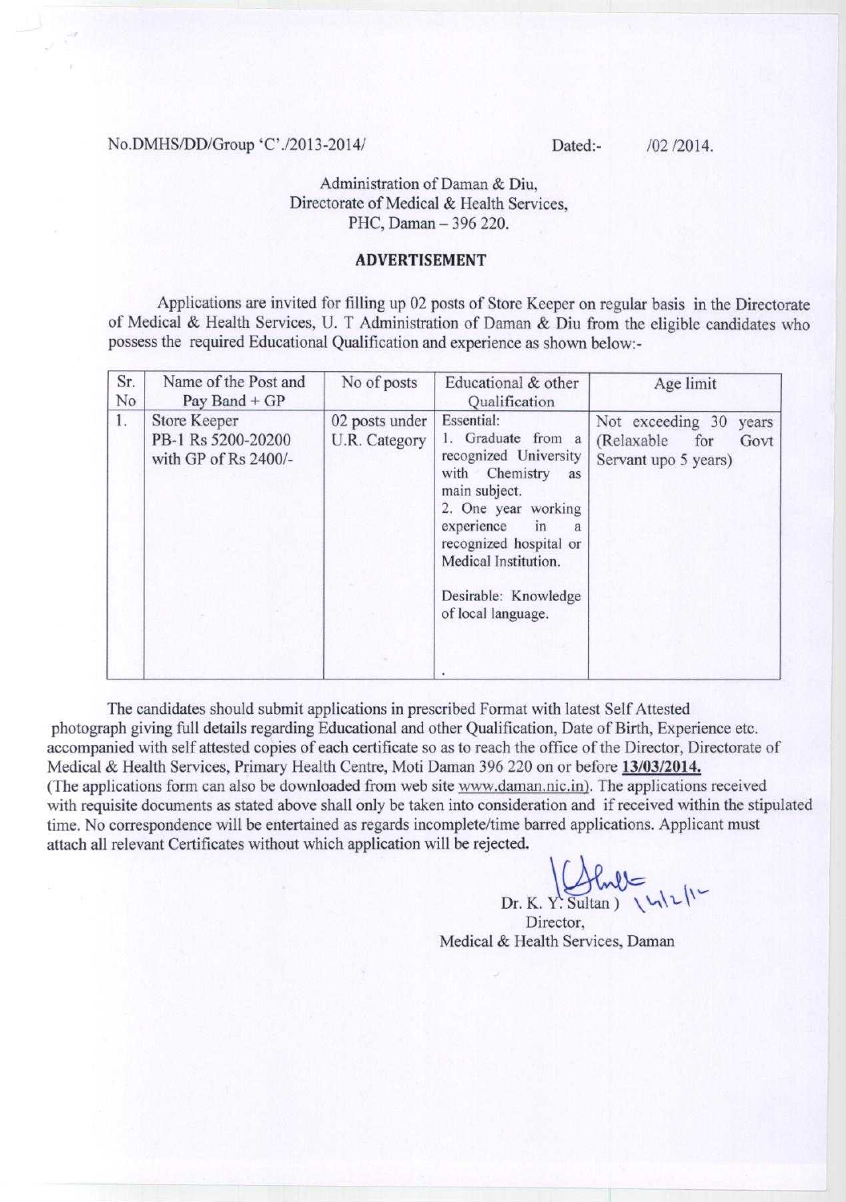No.DMHS/DD/Group 'C'./2013-2014/ Dated:- /02 /2014.

Administration of Daman & Diu,
Directorate of Medical & Health Services,
PHC, Daman – 396 220.

## ADVERTISEMENT

Applications are invited for filling up 02 posts of Store Keeper on regular basis in the Directorate of Medical & Health Services, U. T Administration of Daman & Diu from the eligible candidates who possess the required Educational Qualification and experience as shown below:-

| Sr. No | Name of the Post and Pay Band + GP | No of posts | Educational & other Qualification | Age limit |
|---|---|---|---|---|
| 1. | Store Keeper PB-1 Rs 5200-20200 with GP of Rs 2400/- | 02 posts under U.R. Category | Essential: 1. Graduate from a recognized University with Chemistry as main subject. 2. One year working experience in a recognized hospital or Medical Institution. Desirable: Knowledge of local language. | Not exceeding 30 years (Relaxable for Govt Servant upo 5 years) |

The candidates should submit applications in prescribed Format with latest Self Attested photograph giving full details regarding Educational and other Qualification, Date of Birth, Experience etc. accompanied with self attested copies of each certificate so as to reach the office of the Director, Directorate of Medical & Health Services, Primary Health Centre, Moti Daman 396 220 on or before **13/03/2014.**
(The applications form can also be downloaded from web site www.daman.nic.in). The applications received with requisite documents as stated above shall only be taken into consideration and if received within the stipulated time. No correspondence will be entertained as regards incomplete/time barred applications. Applicant must attach all relevant Certificates without which application will be rejected.

Dr. K. Y. Sultan ) 14/2/14
Director,
Medical & Health Services, Daman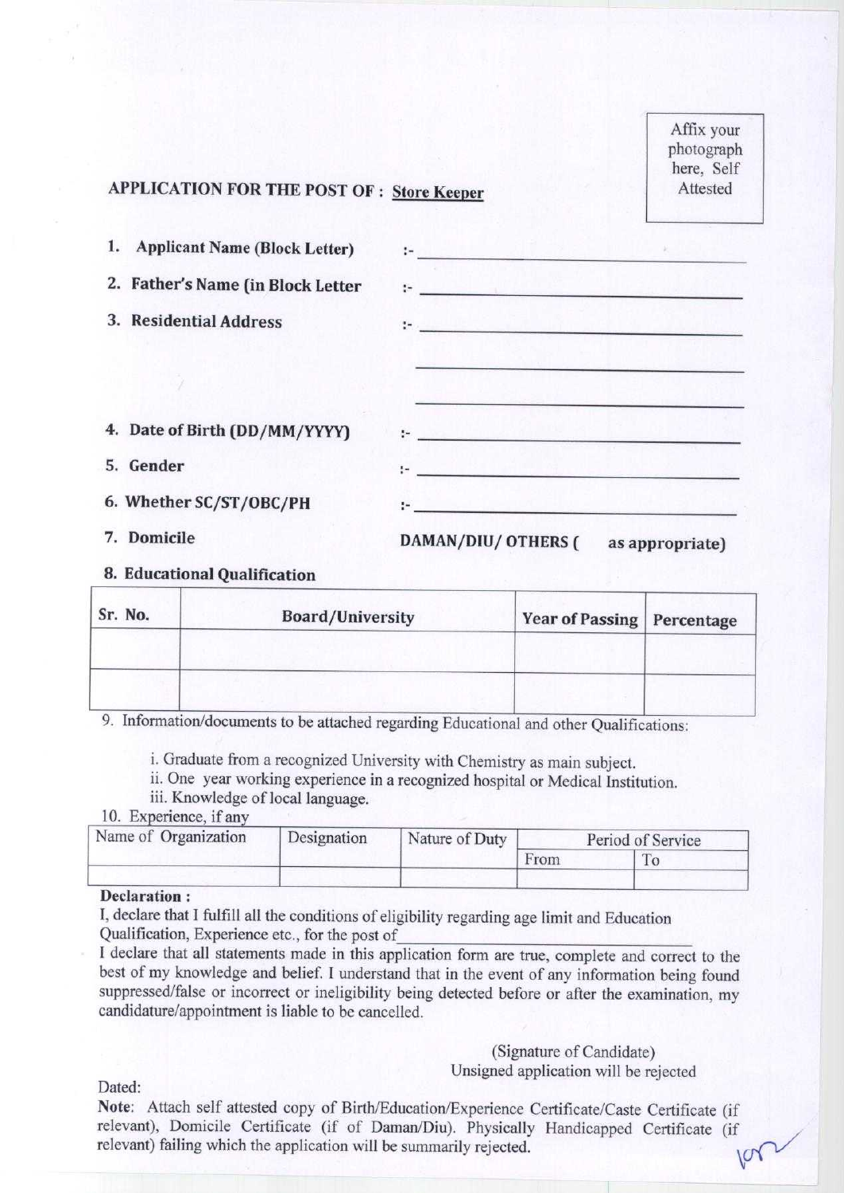Affix your photograph here, Self Attested

## APPLICATION FOR THE POST OF : Store Keeper

1. **Applicant Name (Block Letter)** :- ____________________
2. **Father's Name (in Block Letter** :- ____________________
3. **Residential Address** :- ____________________

   ____________________

   ____________________
4. **Date of Birth (DD/MM/YYYY)** :- ____________________
5. **Gender** :- ____________________
6. **Whether SC/ST/OBC/PH** :- ____________________
7. **Domicile** **DAMAN/DIU/ OTHERS ( as appropriate)**
8. **Educational Qualification**

| Sr. No. | Board/University | Year of Passing | Percentage |
|---|---|---|---|
| | | | |
| | | | |

9. Information/documents to be attached regarding Educational and other Qualifications:

   i. Graduate from a recognized University with Chemistry as main subject.
   ii. One year working experience in a recognized hospital or Medical Institution.
   iii. Knowledge of local language.

10. Experience, if any

| Name of Organization | Designation | Nature of Duty | Period of Service | |
|---|---|---|---|---|
| | | | From | To |
| | | | | |

**Declaration :**

I, declare that I fulfill all the conditions of eligibility regarding age limit and Education Qualification, Experience etc., for the post of____________________

I declare that all statements made in this application form are true, complete and correct to the best of my knowledge and belief. I understand that in the event of any information being found suppressed/false or incorrect or ineligibility being detected before or after the examination, my candidature/appointment is liable to be cancelled.

(Signature of Candidate)
Unsigned application will be rejected

Dated:

**Note**: Attach self attested copy of Birth/Education/Experience Certificate/Caste Certificate (if relevant), Domicile Certificate (if of Daman/Diu). Physically Handicapped Certificate (if relevant) failing which the application will be summarily rejected.